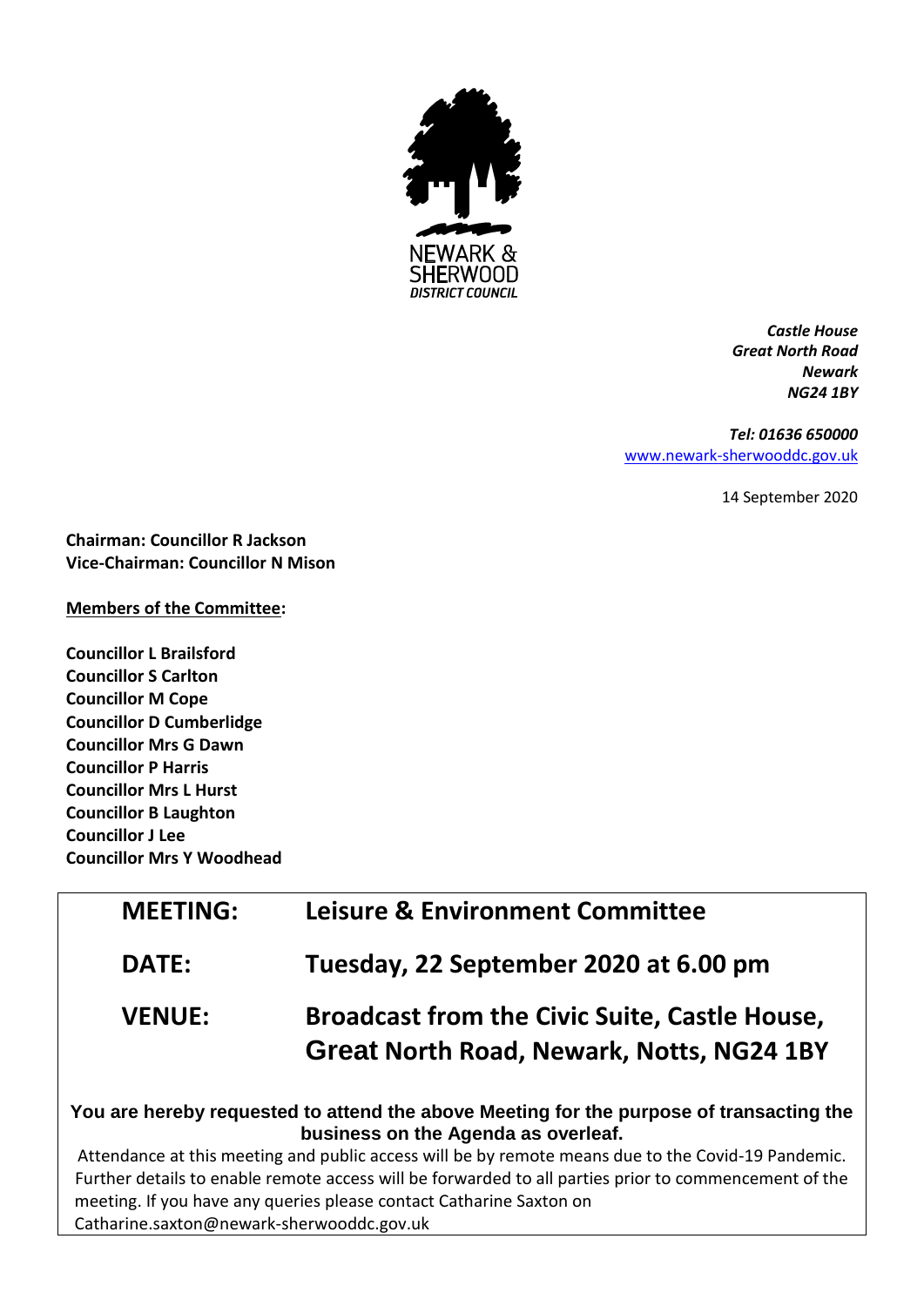NEWARK & SHERWOOD
*DISTRICT COUNCIL*

***Castle House***
***Great North Road***
***Newark***
***NG24 1BY***

***Tel: 01636 650000***
[www.newark-sherwooddc.gov.uk](http://www.newark-sherwooddc.gov.uk)

14 September 2020

**Chairman: Councillor R Jackson**
**Vice-Chairman: Councillor N Mison**

**Members of the Committee:**

**Councillor L Brailsford**
**Councillor S Carlton**
**Councillor M Cope**
**Councillor D Cumberlidge**
**Councillor Mrs G Dawn**
**Councillor P Harris**
**Councillor Mrs L Hurst**
**Councillor B Laughton**
**Councillor J Lee**
**Councillor Mrs Y Woodhead**

| | |
|---|---|
| **MEETING:** | **Leisure & Environment Committee** |
| **DATE:** | **Tuesday, 22 September 2020 at 6.00 pm** |
| **VENUE:** | **Broadcast from the Civic Suite, Castle House, Great North Road, Newark, Notts, NG24 1BY** |

**You are hereby requested to attend the above Meeting for the purpose of transacting the business on the Agenda as overleaf.**

Attendance at this meeting and public access will be by remote means due to the Covid-19 Pandemic. Further details to enable remote access will be forwarded to all parties prior to commencement of the meeting. If you have any queries please contact Catharine Saxton on Catharine.saxton@newark-sherwooddc.gov.uk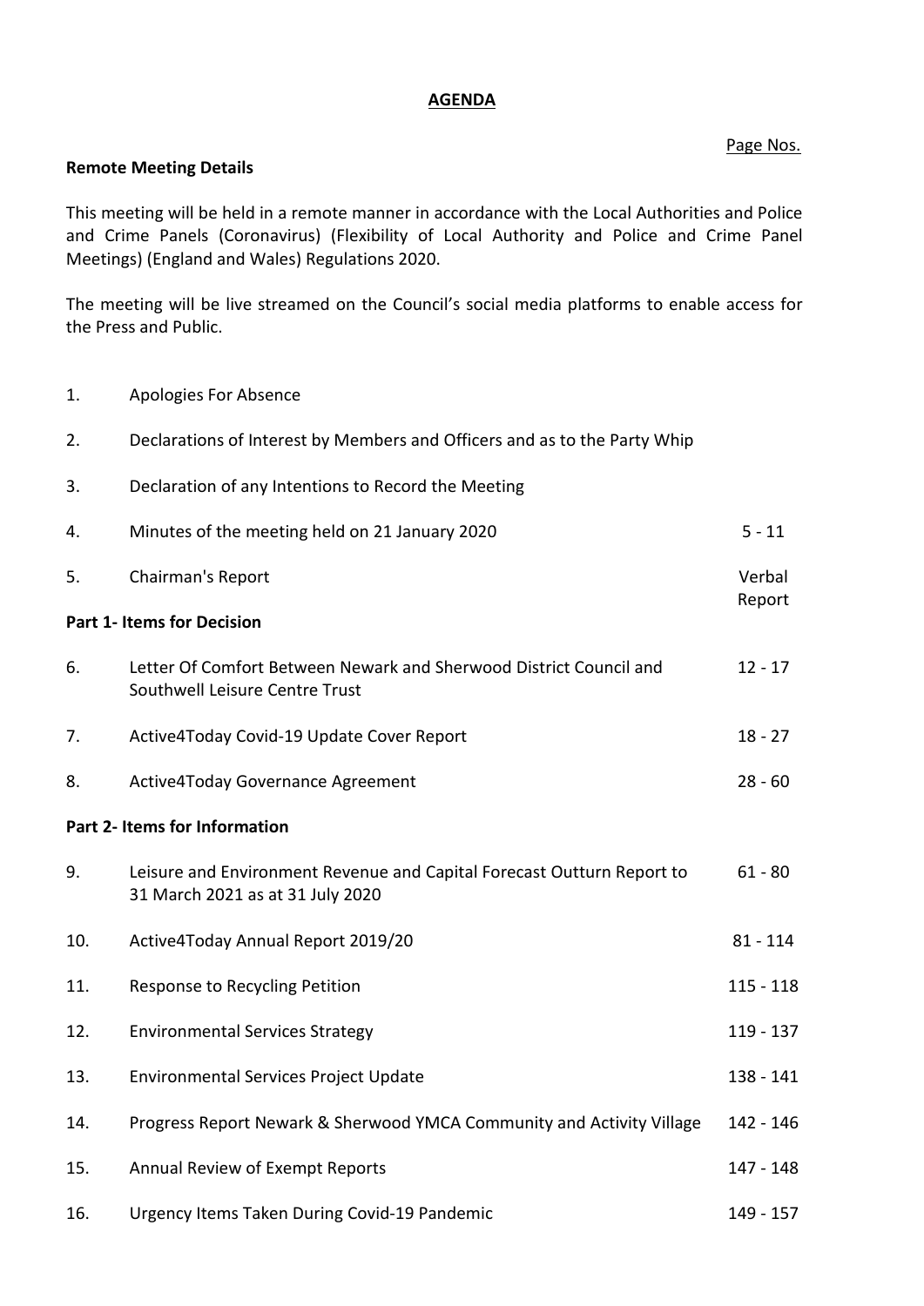# AGENDA

Page Nos.

**Remote Meeting Details**

This meeting will be held in a remote manner in accordance with the Local Authorities and Police and Crime Panels (Coronavirus) (Flexibility of Local Authority and Police and Crime Panel Meetings) (England and Wales) Regulations 2020.

The meeting will be live streamed on the Council's social media platforms to enable access for the Press and Public.

| | | |
|---|---|---|
| 1. | Apologies For Absence | |
| 2. | Declarations of Interest by Members and Officers and as to the Party Whip | |
| 3. | Declaration of any Intentions to Record the Meeting | |
| 4. | Minutes of the meeting held on 21 January 2020 | 5 - 11 |
| 5. | Chairman's Report | Verbal Report |
| **Part 1- Items for Decision** | | |
| 6. | Letter Of Comfort Between Newark and Sherwood District Council and Southwell Leisure Centre Trust | 12 - 17 |
| 7. | Active4Today Covid-19 Update Cover Report | 18 - 27 |
| 8. | Active4Today Governance Agreement | 28 - 60 |
| **Part 2- Items for Information** | | |
| 9. | Leisure and Environment Revenue and Capital Forecast Outturn Report to 31 March 2021 as at 31 July 2020 | 61 - 80 |
| 10. | Active4Today Annual Report 2019/20 | 81 - 114 |
| 11. | Response to Recycling Petition | 115 - 118 |
| 12. | Environmental Services Strategy | 119 - 137 |
| 13. | Environmental Services Project Update | 138 - 141 |
| 14. | Progress Report Newark & Sherwood YMCA Community and Activity Village | 142 - 146 |
| 15. | Annual Review of Exempt Reports | 147 - 148 |
| 16. | Urgency Items Taken During Covid-19 Pandemic | 149 - 157 |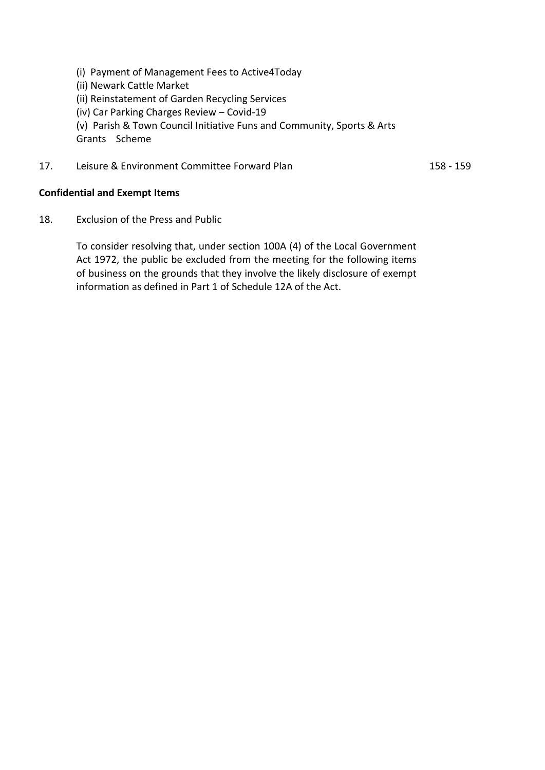(i) Payment of Management Fees to Active4Today
(ii) Newark Cattle Market
(ii) Reinstatement of Garden Recycling Services
(iv) Car Parking Charges Review – Covid-19
(v) Parish & Town Council Initiative Funs and Community, Sports & Arts Grants Scheme

17. Leisure & Environment Committee Forward Plan 158 - 159

**Confidential and Exempt Items**

18. Exclusion of the Press and Public

To consider resolving that, under section 100A (4) of the Local Government Act 1972, the public be excluded from the meeting for the following items of business on the grounds that they involve the likely disclosure of exempt information as defined in Part 1 of Schedule 12A of the Act.